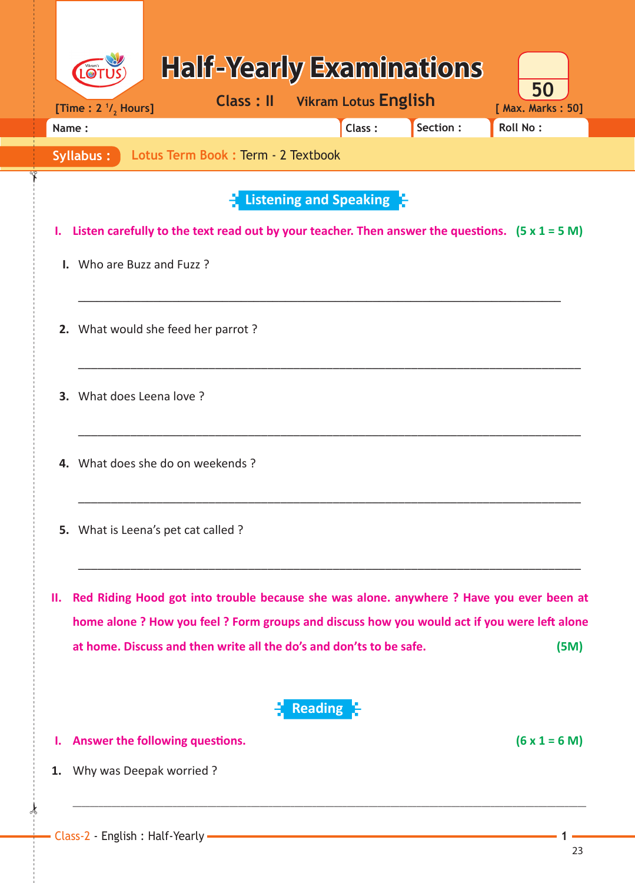# Half-Yearly Examinations

**Class : II** Vikram Lotus **English**

[Time : 2 $^1/_2$ Hours] [ Max. Marks : 50]

50

| Name : | Class : | Section : | Roll No : |
|---|---|---|---|

**Syllabus :** Lotus Term Book : Term - 2 Textbook

## Listening and Speaking

**I. Listen carefully to the text read out by your teacher. Then answer the questions.** **(5 x 1 = 5 M)**

I. Who are Buzz and Fuzz ?

_______________________________________________________________________________

2. What would she feed her parrot ?

_______________________________________________________________________________

3. What does Leena love ?

_______________________________________________________________________________

4. What does she do on weekends ?

_______________________________________________________________________________

5. What is Leena's pet cat called ?

_______________________________________________________________________________

**II. Red Riding Hood got into trouble because she was alone. anywhere ? Have you ever been at home alone ? How you feel ? Form groups and discuss how you would act if you were left alone at home. Discuss and then write all the do's and don'ts to be safe.** **(5M)**

## Reading

**I. Answer the following questions.** **(6 x 1 = 6 M)**

1. Why was Deepak worried ?

_______________________________________________________________________________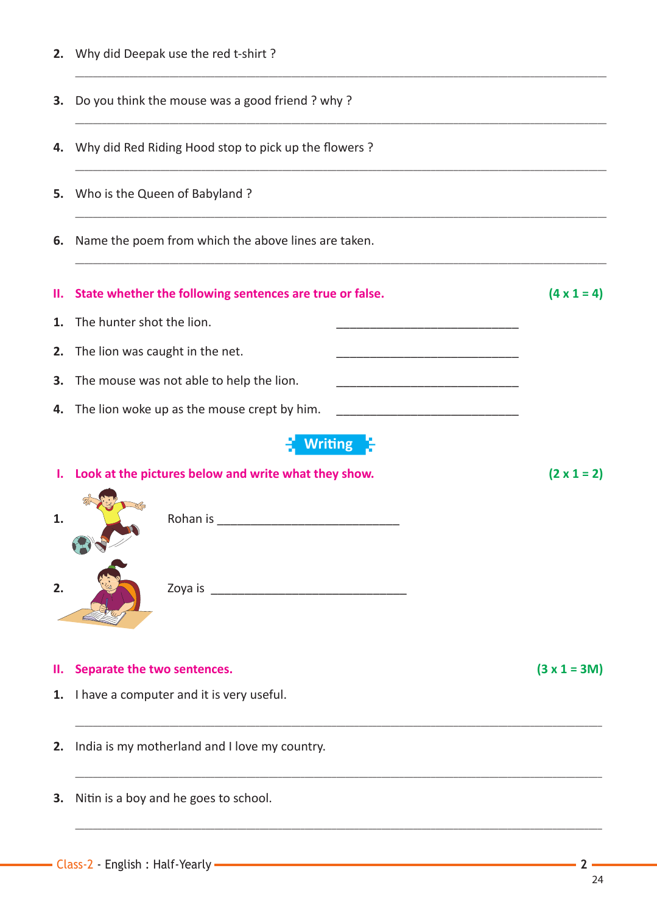2. Why did Deepak use the red t-shirt ?

_______________________________________________

3. Do you think the mouse was a good friend ? why ?

_______________________________________________

4. Why did Red Riding Hood stop to pick up the flowers ?

_______________________________________________

5. Who is the Queen of Babyland ?

_______________________________________________

6. Name the poem from which the above lines are taken.

_______________________________________________

**II. State whether the following sentences are true or false.** **(4 x 1 = 4)**

1. The hunter shot the lion. ____________________
2. The lion was caught in the net. ____________________
3. The mouse was not able to help the lion. ____________________
4. The lion woke up as the mouse crept by him. ____________________

## Writing

**I. Look at the pictures below and write what they show.** **(2 x 1 = 2)**

1. Rohan is ____________________

2. Zoya is ____________________

**II. Separate the two sentences.** **(3 x 1 = 3M)**

1. I have a computer and it is very useful.

_______________________________________________

2. India is my motherland and I love my country.

_______________________________________________

3. Nitin is a boy and he goes to school.

_______________________________________________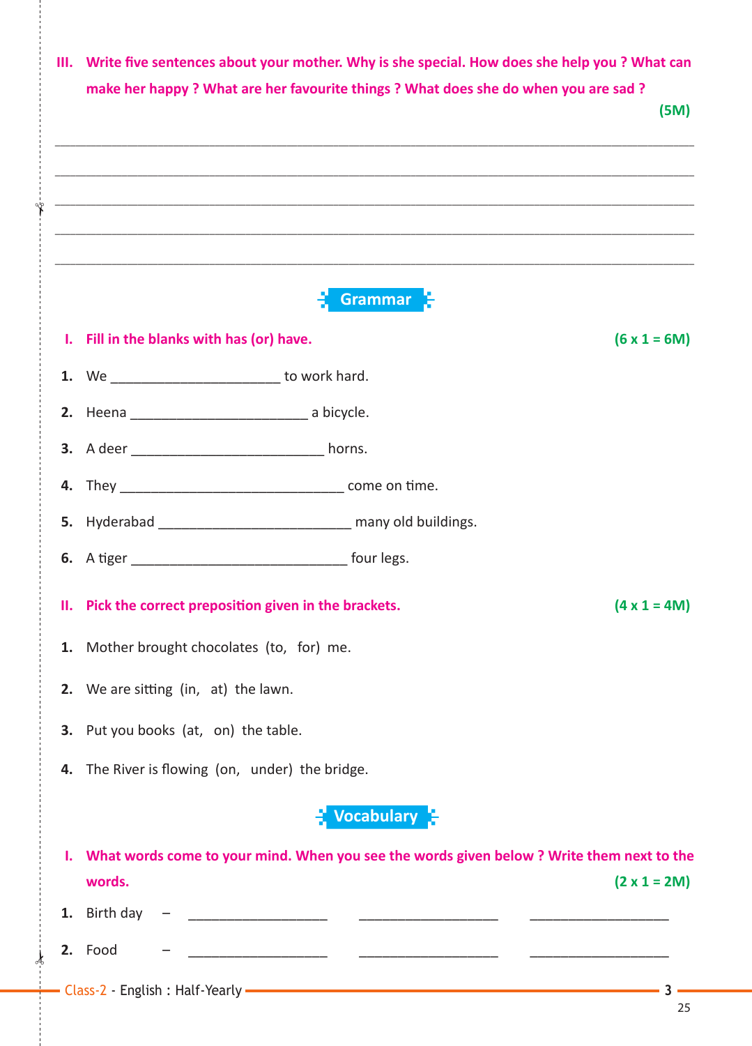III. **Write five sentences about your mother. Why is she special. How does she help you ? What can make her happy ? What are her favourite things ? What does she do when you are sad ?** **(5M)**

______________________________________________________________________________

______________________________________________________________________________

______________________________________________________________________________

______________________________________________________________________________

______________________________________________________________________________

## Grammar

I. **Fill in the blanks with has (or) have.** **(6 x 1 = 6M)**

1. We ______________________ to work hard.
2. Heena ______________________ a bicycle.
3. A deer ______________________ horns.
4. They ______________________ come on time.
5. Hyderabad ______________________ many old buildings.
6. A tiger ______________________ four legs.

II. **Pick the correct preposition given in the brackets.** **(4 x 1 = 4M)**

1. Mother brought chocolates (to, for) me.
2. We are sitting (in, at) the lawn.
3. Put you books (at, on) the table.
4. The River is flowing (on, under) the bridge.

## Vocabulary

I. **What words come to your mind. When you see the words given below ? Write them next to the words.** **(2 x 1 = 2M)**

1. Birth day – __________________ __________________ __________________
2. Food – __________________ __________________ __________________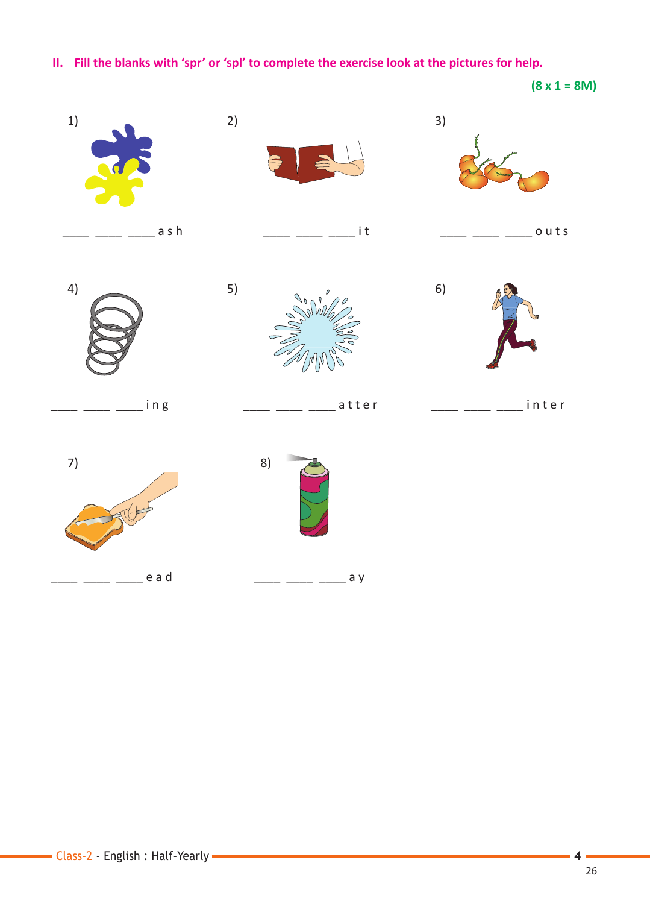**II. Fill the blanks with 'spr' or 'spl' to complete the exercise look at the pictures for help.**

**(8 x 1 = 8M)**

1) ____ ____ ____ a s h

2) ____ ____ ____ i t

3) ____ ____ ____ o u t s

4) ____ ____ ____ i n g

5) ____ ____ ____ a t t e r

6) ____ ____ ____ i n t e r

7) ____ ____ ____ e a d

8) ____ ____ ____ a y

Class-2 - English : Half-Yearly